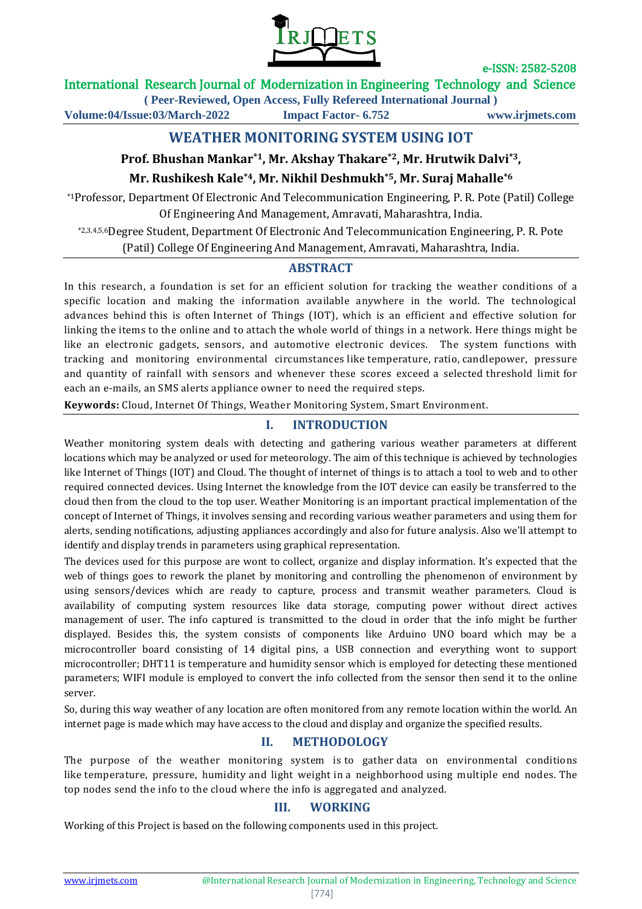# WEATHER MONITORING SYSTEM USING IOT

**Prof. Bhushan Mankar[*1], Mr. Akshay Thakare[*2], Mr. Hrutwik Dalvi[*3], Mr. Rushikesh Kale[*4], Mr. Nikhil Deshmukh[*5], Mr. Suraj Mahalle[*6]**

[*1]Professor, Department Of Electronic And Telecommunication Engineering, P. R. Pote (Patil) College Of Engineering And Management, Amravati, Maharashtra, India.

[*2,3,4,5,6]Degree Student, Department Of Electronic And Telecommunication Engineering, P. R. Pote (Patil) College Of Engineering And Management, Amravati, Maharashtra, India.

## ABSTRACT

In this research, a foundation is set for an efficient solution for tracking the weather conditions of a specific location and making the information available anywhere in the world. The technological advances behind this is often Internet of Things (IOT), which is an efficient and effective solution for linking the items to the online and to attach the whole world of things in a network. Here things might be like an electronic gadgets, sensors, and automotive electronic devices. The system functions with tracking and monitoring environmental circumstances like temperature, ratio, candlepower, pressure and quantity of rainfall with sensors and whenever these scores exceed a selected threshold limit for each an e-mails, an SMS alerts appliance owner to need the required steps.

**Keywords:** Cloud, Internet Of Things, Weather Monitoring System, Smart Environment.

## I. INTRODUCTION

Weather monitoring system deals with detecting and gathering various weather parameters at different locations which may be analyzed or used for meteorology. The aim of this technique is achieved by technologies like Internet of Things (IOT) and Cloud. The thought of internet of things is to attach a tool to web and to other required connected devices. Using Internet the knowledge from the IOT device can easily be transferred to the cloud then from the cloud to the top user. Weather Monitoring is an important practical implementation of the concept of Internet of Things, it involves sensing and recording various weather parameters and using them for alerts, sending notifications, adjusting appliances accordingly and also for future analysis. Also we'll attempt to identify and display trends in parameters using graphical representation.

The devices used for this purpose are wont to collect, organize and display information. It's expected that the web of things goes to rework the planet by monitoring and controlling the phenomenon of environment by using sensors/devices which are ready to capture, process and transmit weather parameters. Cloud is availability of computing system resources like data storage, computing power without direct actives management of user. The info captured is transmitted to the cloud in order that the info might be further displayed. Besides this, the system consists of components like Arduino UNO board which may be a microcontroller board consisting of 14 digital pins, a USB connection and everything wont to support microcontroller; DHT11 is temperature and humidity sensor which is employed for detecting these mentioned parameters; WIFI module is employed to convert the info collected from the sensor then send it to the online server.

So, during this way weather of any location are often monitored from any remote location within the world. An internet page is made which may have access to the cloud and display and organize the specified results.

## II. METHODOLOGY

The purpose of the weather monitoring system is to gather data on environmental conditions like temperature, pressure, humidity and light weight in a neighborhood using multiple end nodes. The top nodes send the info to the cloud where the info is aggregated and analyzed.

## III. WORKING

Working of this Project is based on the following components used in this project.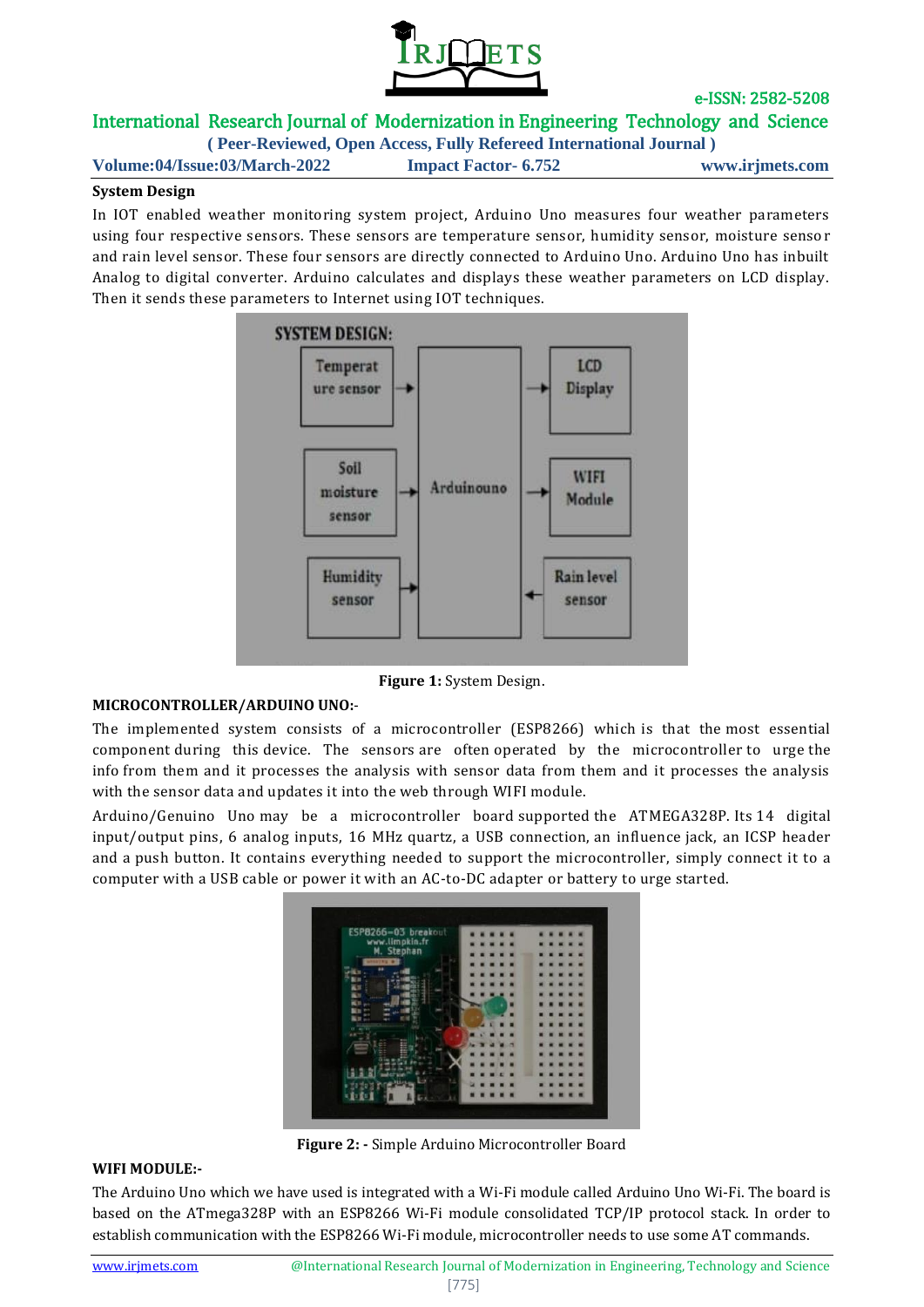### System Design

In IOT enabled weather monitoring system project, Arduino Uno measures four weather parameters using four respective sensors. These sensors are temperature sensor, humidity sensor, moisture sensor and rain level sensor. These four sensors are directly connected to Arduino Uno. Arduino Uno has inbuilt Analog to digital converter. Arduino calculates and displays these weather parameters on LCD display. Then it sends these parameters to Internet using IOT techniques.

**Figure 1:** System Design.

### MICROCONTROLLER/ARDUINO UNO:-

The implemented system consists of a microcontroller (ESP8266) which is that the most essential component during this device. The sensors are often operated by the microcontroller to urge the info from them and it processes the analysis with sensor data from them and it processes the analysis with the sensor data and updates it into the web through WIFI module.

Arduino/Genuino Uno may be a microcontroller board supported the ATMEGA328P. Its 14 digital input/output pins, 6 analog inputs, 16 MHz quartz, a USB connection, an influence jack, an ICSP header and a push button. It contains everything needed to support the microcontroller, simply connect it to a computer with a USB cable or power it with an AC-to-DC adapter or battery to urge started.

**Figure 2: -** Simple Arduino Microcontroller Board

### WIFI MODULE:-

The Arduino Uno which we have used is integrated with a Wi-Fi module called Arduino Uno Wi-Fi. The board is based on the ATmega328P with an ESP8266 Wi-Fi module consolidated TCP/IP protocol stack. In order to establish communication with the ESP8266 Wi-Fi module, microcontroller needs to use some AT commands.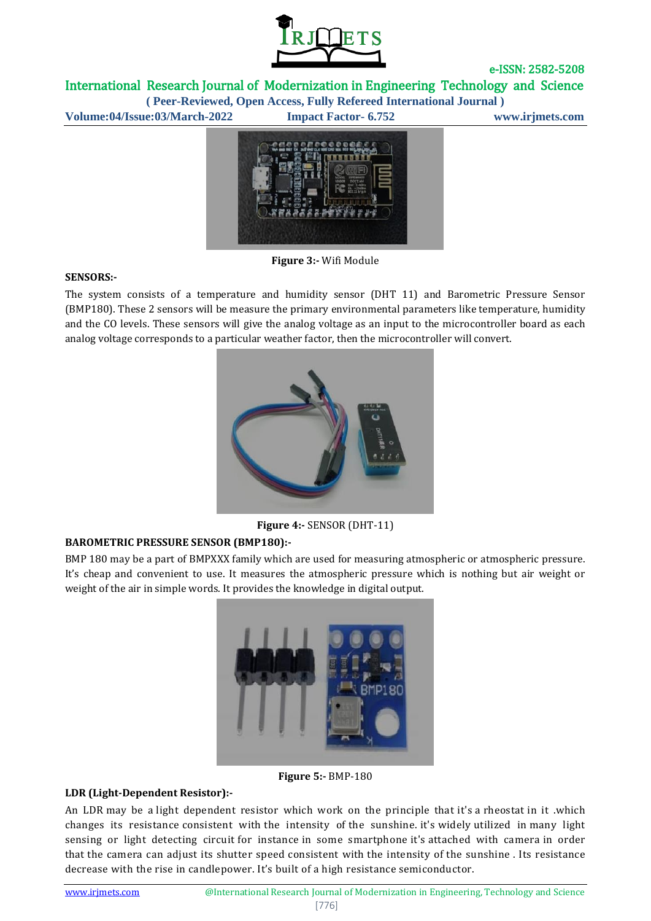**Figure 3:-** Wifi Module

**SENSORS:-**

The system consists of a temperature and humidity sensor (DHT 11) and Barometric Pressure Sensor (BMP180). These 2 sensors will be measure the primary environmental parameters like temperature, humidity and the CO levels. These sensors will give the analog voltage as an input to the microcontroller board as each analog voltage corresponds to a particular weather factor, then the microcontroller will convert.

**Figure 4:-** SENSOR (DHT-11)

**BAROMETRIC PRESSURE SENSOR (BMP180):-**

BMP 180 may be a part of BMPXXX family which are used for measuring atmospheric or atmospheric pressure. It's cheap and convenient to use. It measures the atmospheric pressure which is nothing but air weight or weight of the air in simple words. It provides the knowledge in digital output.

**Figure 5:-** BMP-180

**LDR (Light-Dependent Resistor):-**

An LDR may be a light dependent resistor which work on the principle that it's a rheostat in it .which changes its resistance consistent with the intensity of the sunshine. it's widely utilized in many light sensing or light detecting circuit for instance in some smartphone it's attached with camera in order that the camera can adjust its shutter speed consistent with the intensity of the sunshine . Its resistance decrease with the rise in candlepower. It's built of a high resistance semiconductor.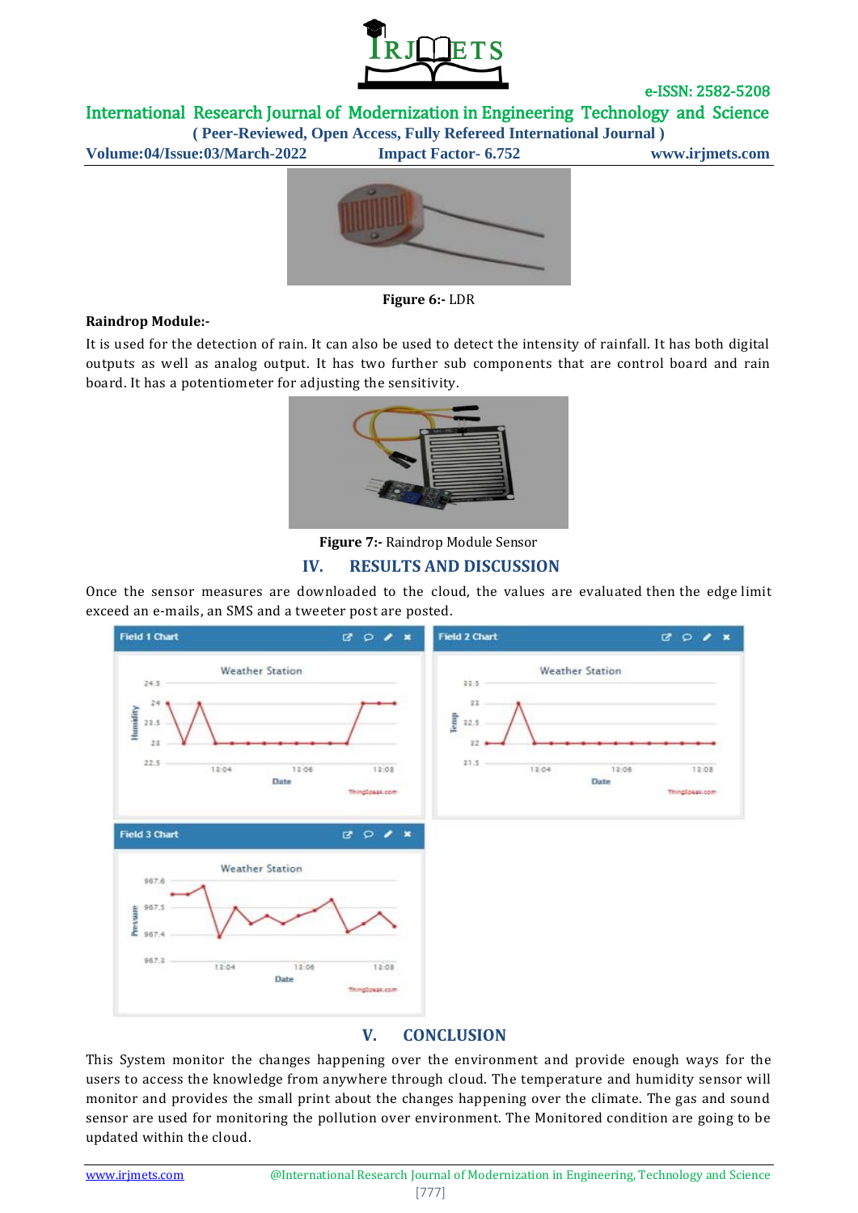**Figure 6:-** LDR

**Raindrop Module:-**

It is used for the detection of rain. It can also be used to detect the intensity of rainfall. It has both digital outputs as well as analog output. It has two further sub components that are control board and rain board. It has a potentiometer for adjusting the sensitivity.

**Figure 7:-** Raindrop Module Sensor

## IV. RESULTS AND DISCUSSION

Once the sensor measures are downloaded to the cloud, the values are evaluated then the edge limit exceed an e-mails, an SMS and a tweeter post are posted.

## V. CONCLUSION

This System monitor the changes happening over the environment and provide enough ways for the users to access the knowledge from anywhere through cloud. The temperature and humidity sensor will monitor and provides the small print about the changes happening over the climate. The gas and sound sensor are used for monitoring the pollution over environment. The Monitored condition are going to be updated within the cloud.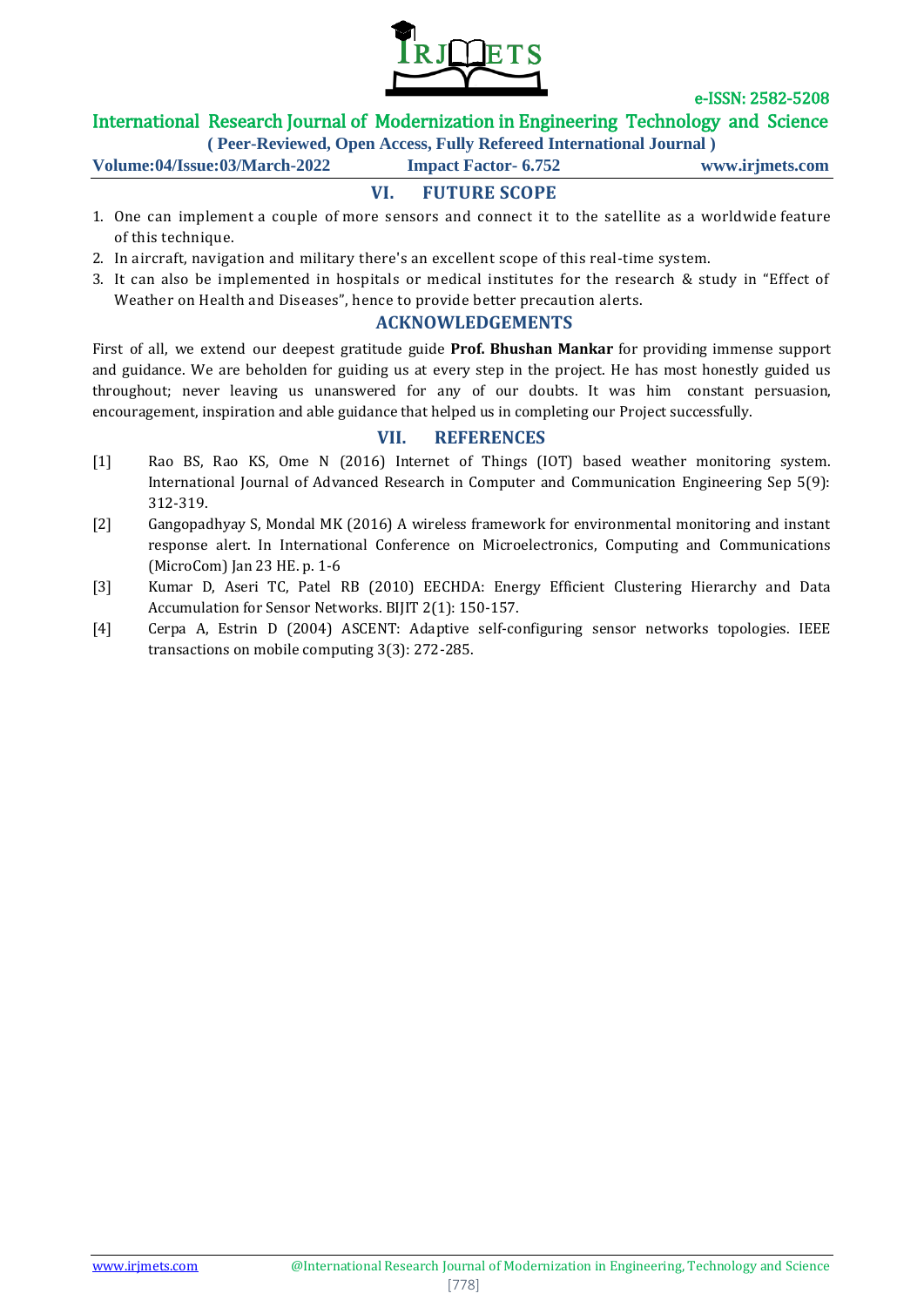## VI. FUTURE SCOPE

1. One can implement a couple of more sensors and connect it to the satellite as a worldwide feature of this technique.
2. In aircraft, navigation and military there's an excellent scope of this real-time system.
3. It can also be implemented in hospitals or medical institutes for the research & study in "Effect of Weather on Health and Diseases", hence to provide better precaution alerts.

## ACKNOWLEDGEMENTS

First of all, we extend our deepest gratitude guide **Prof. Bhushan Mankar** for providing immense support and guidance. We are beholden for guiding us at every step in the project. He has most honestly guided us throughout; never leaving us unanswered for any of our doubts. It was him constant persuasion, encouragement, inspiration and able guidance that helped us in completing our Project successfully.

## VII. REFERENCES

[1] Rao BS, Rao KS, Ome N (2016) Internet of Things (IOT) based weather monitoring system. International Journal of Advanced Research in Computer and Communication Engineering Sep 5(9): 312-319.

[2] Gangopadhyay S, Mondal MK (2016) A wireless framework for environmental monitoring and instant response alert. In International Conference on Microelectronics, Computing and Communications (MicroCom) Jan 23 HE. p. 1-6

[3] Kumar D, Aseri TC, Patel RB (2010) EECHDA: Energy Efficient Clustering Hierarchy and Data Accumulation for Sensor Networks. BIJIT 2(1): 150-157.

[4] Cerpa A, Estrin D (2004) ASCENT: Adaptive self-configuring sensor networks topologies. IEEE transactions on mobile computing 3(3): 272-285.